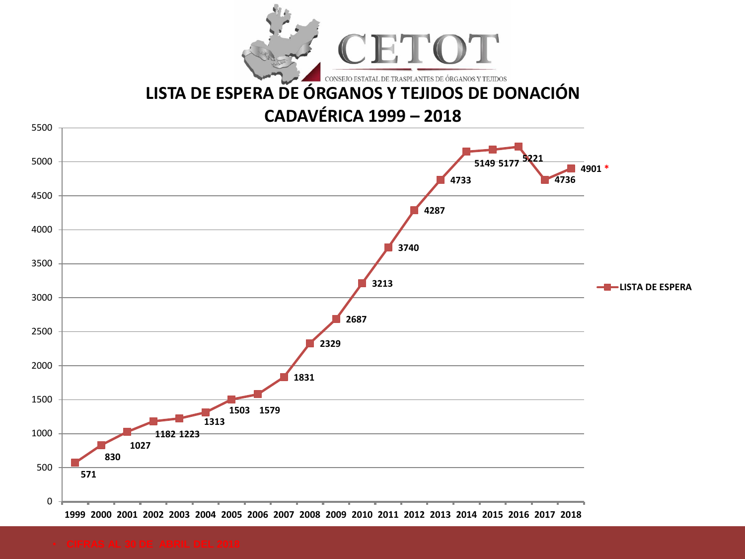CETOT

CONSEJO ESTATAL DE TRASPLANTES DE ÓRGANOS Y TEJIDOS

# LISTA DE ESPERA DE ÓRGANOS Y TEJIDOS DE DONACIÓN CADAVÉRICA 1999 – 2018

| Año | LISTA DE ESPERA |
|---|---|
| 1999 | 571 |
| 2000 | 830 |
| 2001 | 1027 |
| 2002 | 1182 |
| 2003 | 1223 |
| 2004 | 1313 |
| 2005 | 1503 |
| 2006 | 1579 |
| 2007 | 1831 |
| 2008 | 2329 |
| 2009 | 2687 |
| 2010 | 3213 |
| 2011 | 3740 |
| 2012 | 4287 |
| 2013 | 4733 |
| 2014 | 5149 |
| 2015 | 5177 |
| 2016 | 5221 |
| 2017 | 4736 |
| 2018 | 4901 * |

- CIFRAS AL 30 DE ABRIL DEL 2018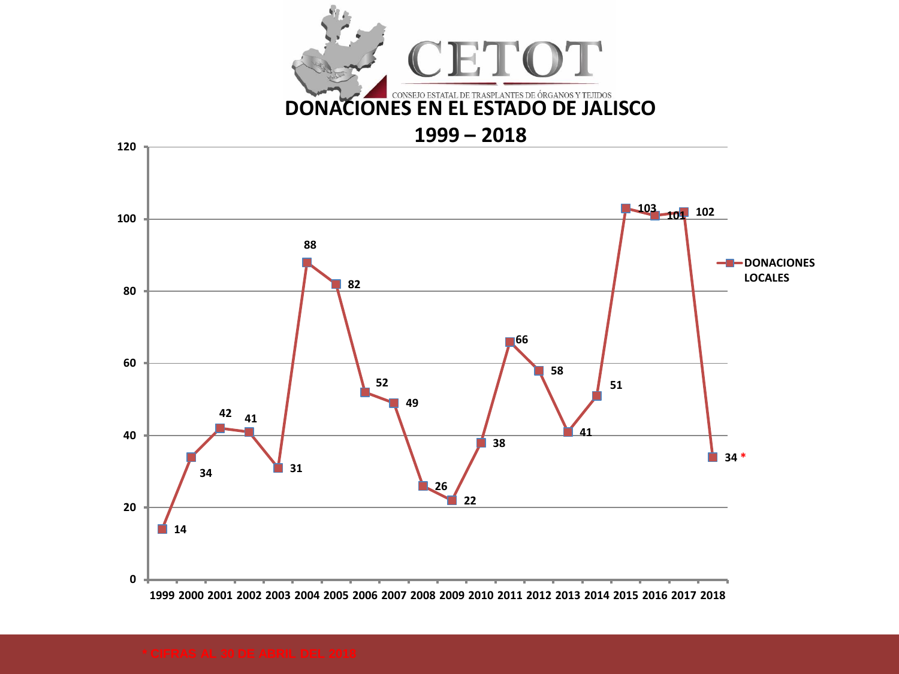CETOT

CONSEJO ESTATAL DE TRASPLANTES DE ÓRGANOS Y TEJIDOS

# DONACIONES EN EL ESTADO DE JALISCO

## 1999 – 2018

| Año | DONACIONES LOCALES |
|---|---|
| 1999 | 14 |
| 2000 | 34 |
| 2001 | 42 |
| 2002 | 41 |
| 2003 | 31 |
| 2004 | 88 |
| 2005 | 82 |
| 2006 | 52 |
| 2007 | 49 |
| 2008 | 26 |
| 2009 | 22 |
| 2010 | 38 |
| 2011 | 66 |
| 2012 | 58 |
| 2013 | 41 |
| 2014 | 51 |
| 2015 | 103 |
| 2016 | 101 |
| 2017 | 102 |
| 2018 | 34 * |

\* CIFRAS AL 30 DE ABRIL DEL 2018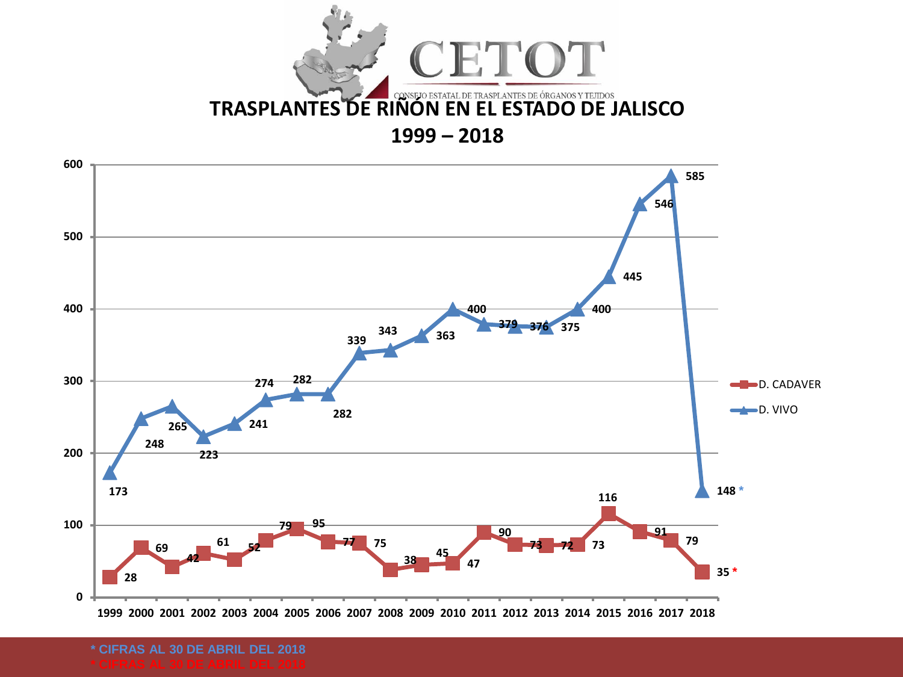CETOT

CONSEJO ESTATAL DE TRASPLANTES DE ÓRGANOS Y TEJIDOS

# TRASPLANTES DE RIÑON EN EL ESTADO DE JALISCO

## 1999 – 2018

| Año | D. CADAVER | D. VIVO |
|---|---|---|
| 1999 | 28 | 173 |
| 2000 | 69 | 248 |
| 2001 | 42 | 265 |
| 2002 | 61 | 223 |
| 2003 | 52 | 241 |
| 2004 | 79 | 274 |
| 2005 | 95 | 282 |
| 2006 | 77 | 282 |
| 2007 | 75 | 339 |
| 2008 | 38 | 343 |
| 2009 | 45 | 363 |
| 2010 | 47 | 400 |
| 2011 | 90 | 379 |
| 2012 | 73 | 376 |
| 2013 | 72 | 375 |
| 2014 | 73 | 400 |
| 2015 | 116 | 445 |
| 2016 | 91 | 546 |
| 2017 | 79 | 585 |
| 2018 | 35 * | 148 * |

* CIFRAS AL 30 DE ABRIL DEL 2018

* CIFRAS AL 30 DE ABRIL DEL 2018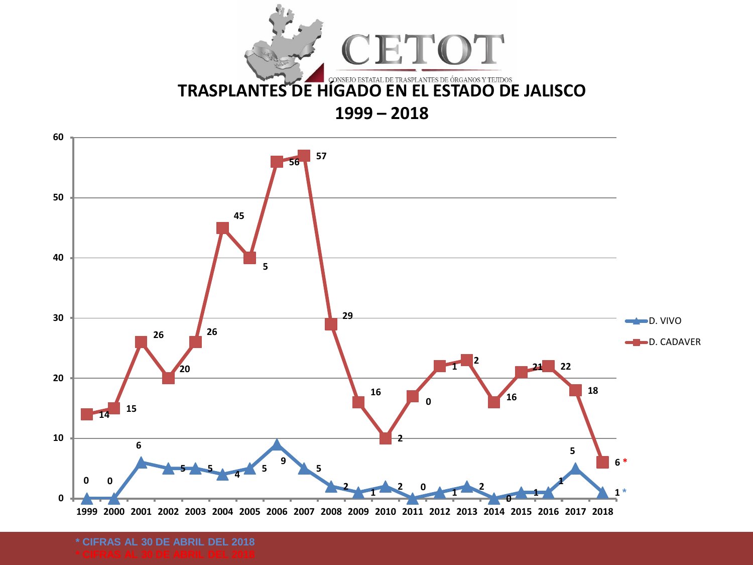CETOT

CONSEJO ESTATAL DE TRASPLANTES DE ÓRGANOS Y TEJIDOS

# TRASPLANTES DE HÍGADO EN EL ESTADO DE JALISCO

## 1999 – 2018

| Año | D. VIVO | D. CADAVER |
|---|---|---|
| 1999 | 0 | 14 |
| 2000 | 0 | 15 |
| 2001 | 6 | 26 |
| 2002 | 5 | 20 |
| 2003 | 5 | 26 |
| 2004 | 4 | 45 |
| 2005 | 5 | 40 |
| 2006 | 9 | 56 |
| 2007 | 5 | 57 |
| 2008 | 2 | 29 |
| 2009 | 1 | 16 |
| 2010 | 2 | 10 |
| 2011 | 0 | 17 |
| 2012 | 1 | 22 |
| 2013 | 2 | 23 |
| 2014 | 0 | 16 |
| 2015 | 1 | 21 |
| 2016 | 1 | 22 |
| 2017 | 5 | 18 |
| 2018 | 1 * | 6 * |

\* CIFRAS AL 30 DE ABRIL DEL 2018

\* CIFRAS AL 30 DE ABRIL DEL 2018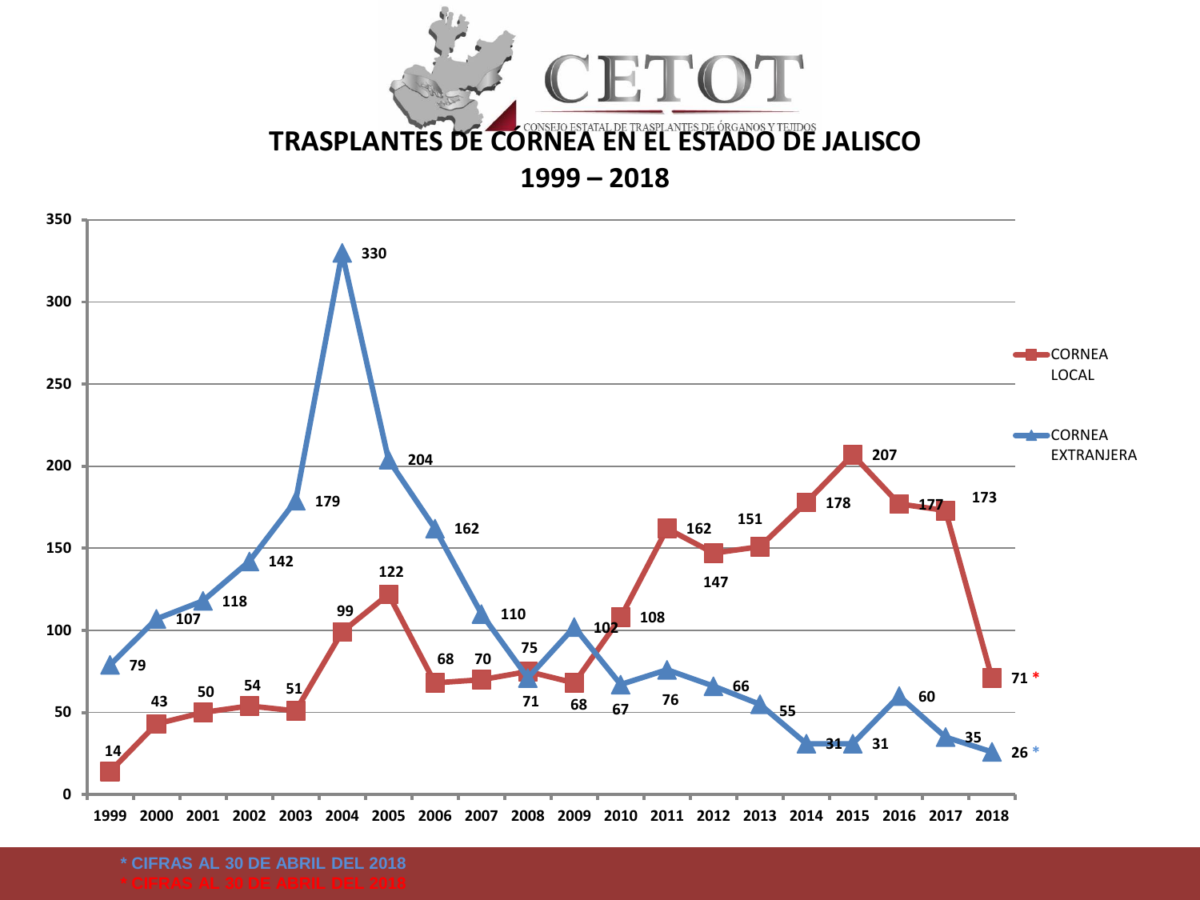CETOT

CONSEJO ESTATAL DE TRASPLANTES DE ÓRGANOS Y TEJIDOS

# TRASPLANTES DE CÓRNEA EN EL ESTADO DE JALISCO

## 1999 – 2018

| Año | CORNEA LOCAL | CORNEA EXTRANJERA |
|---|---|---|
| 1999 | 14 | 79 |
| 2000 | 43 | 107 |
| 2001 | 50 | 118 |
| 2002 | 54 | 142 |
| 2003 | 51 | 179 |
| 2004 | 99 | 330 |
| 2005 | 122 | 204 |
| 2006 | 68 | 162 |
| 2007 | 70 | 110 |
| 2008 | 75 | 71 |
| 2009 | 68 | 102 |
| 2010 | 108 | 67 |
| 2011 | 162 | 76 |
| 2012 | 147 | 66 |
| 2013 | 151 | 55 |
| 2014 | 178 | 31 |
| 2015 | 207 | 31 |
| 2016 | 177 | 60 |
| 2017 | 173 | 35 |
| 2018 | 71 * | 26 * |

* CIFRAS AL 30 DE ABRIL DEL 2018

* CIFRAS AL 30 DE ABRIL DEL 2018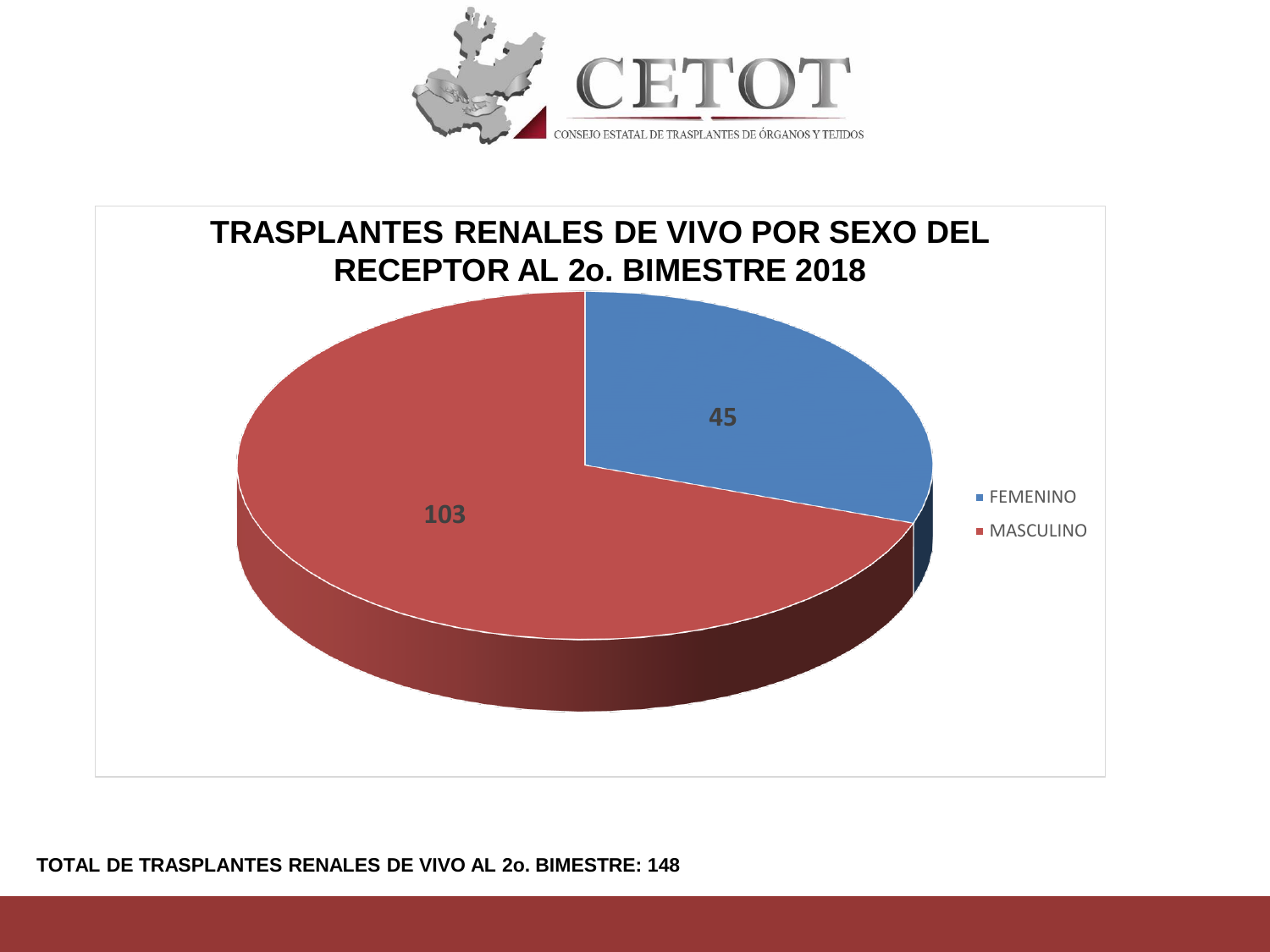CETOT

CONSEJO ESTATAL DE TRASPLANTES DE ÓRGANOS Y TEJIDOS

## TRASPLANTES RENALES DE VIVO POR SEXO DEL RECEPTOR AL 2o. BIMESTRE 2018

| Sexo | Trasplantes |
| --- | --- |
| FEMENINO | 45 |
| MASCULINO | 103 |

**TOTAL DE TRASPLANTES RENALES DE VIVO AL 2o. BIMESTRE: 148**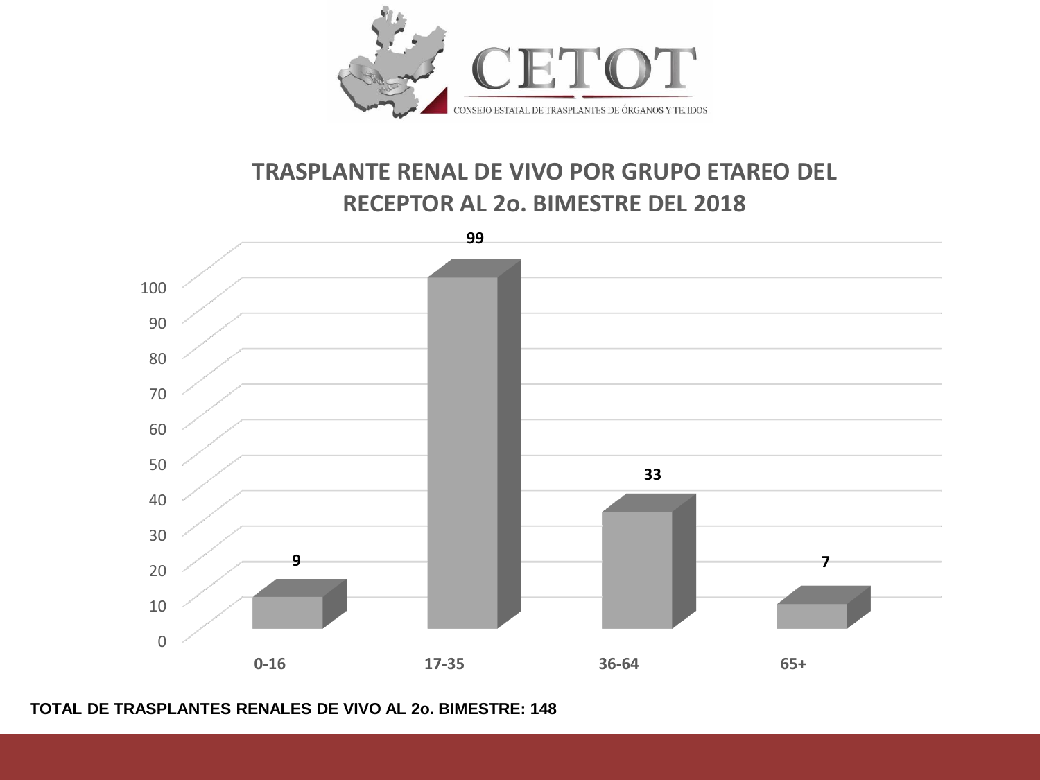CETOT

CONSEJO ESTATAL DE TRASPLANTES DE ÓRGANOS Y TEJIDOS

## TRASPLANTE RENAL DE VIVO POR GRUPO ETAREO DEL RECEPTOR AL 2o. BIMESTRE DEL 2018

| Grupo etareo | Trasplantes |
|---|---|
| 0-16 | 9 |
| 17-35 | 99 |
| 36-64 | 33 |
| 65+ | 7 |

**TOTAL DE TRASPLANTES RENALES DE VIVO AL 2o. BIMESTRE: 148**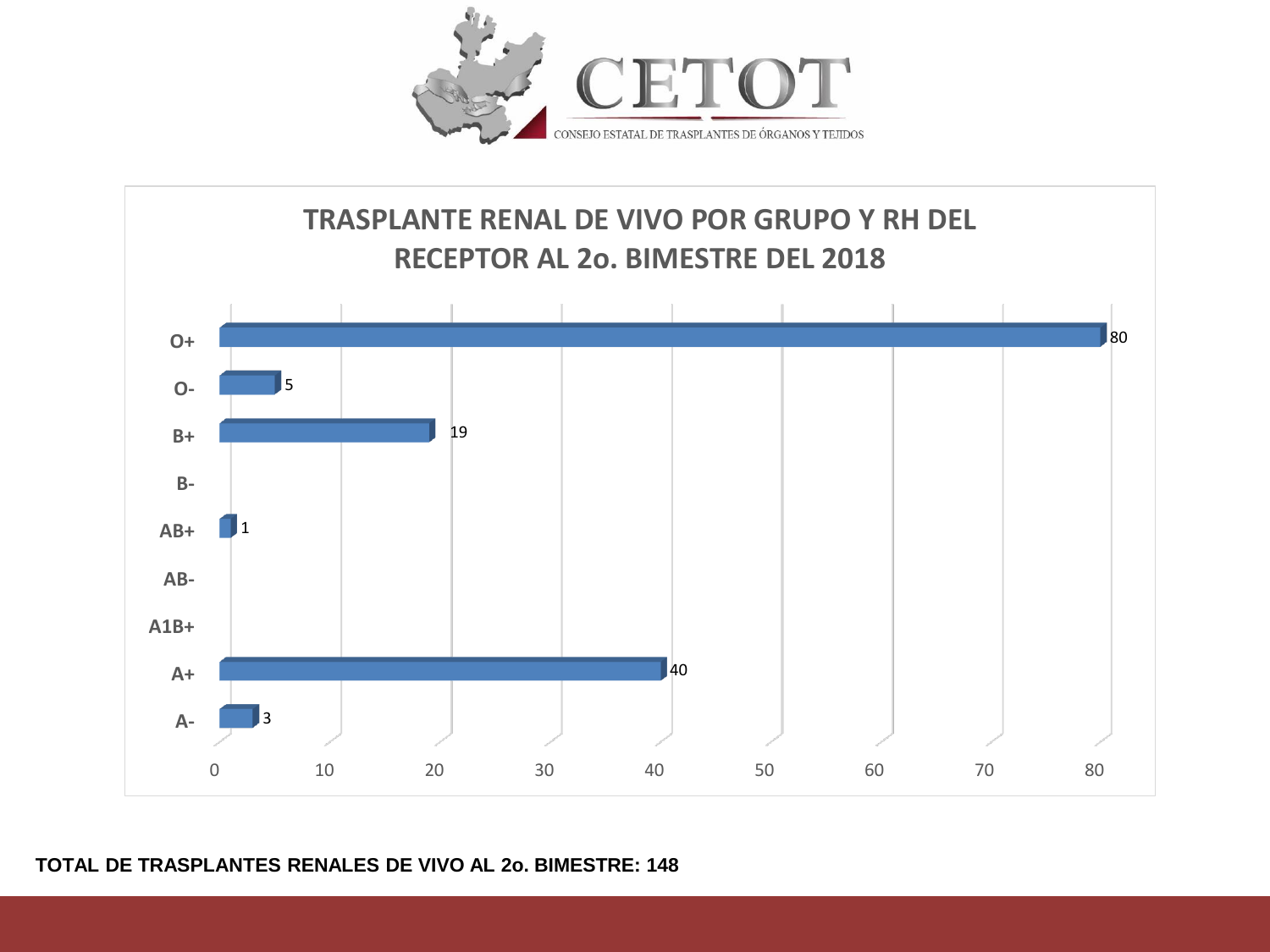CETOT

CONSEJO ESTATAL DE TRASPLANTES DE ÓRGANOS Y TEJIDOS

## TRASPLANTE RENAL DE VIVO POR GRUPO Y RH DEL RECEPTOR AL 2o. BIMESTRE DEL 2018

| Grupo y RH | Trasplantes |
|---|---|
| O+ | 80 |
| O- | 5 |
| B+ | 19 |
| B- | |
| AB+ | 1 |
| AB- | |
| A1B+ | |
| A+ | 40 |
| A- | 3 |

**TOTAL DE TRASPLANTES RENALES DE VIVO AL 2o. BIMESTRE: 148**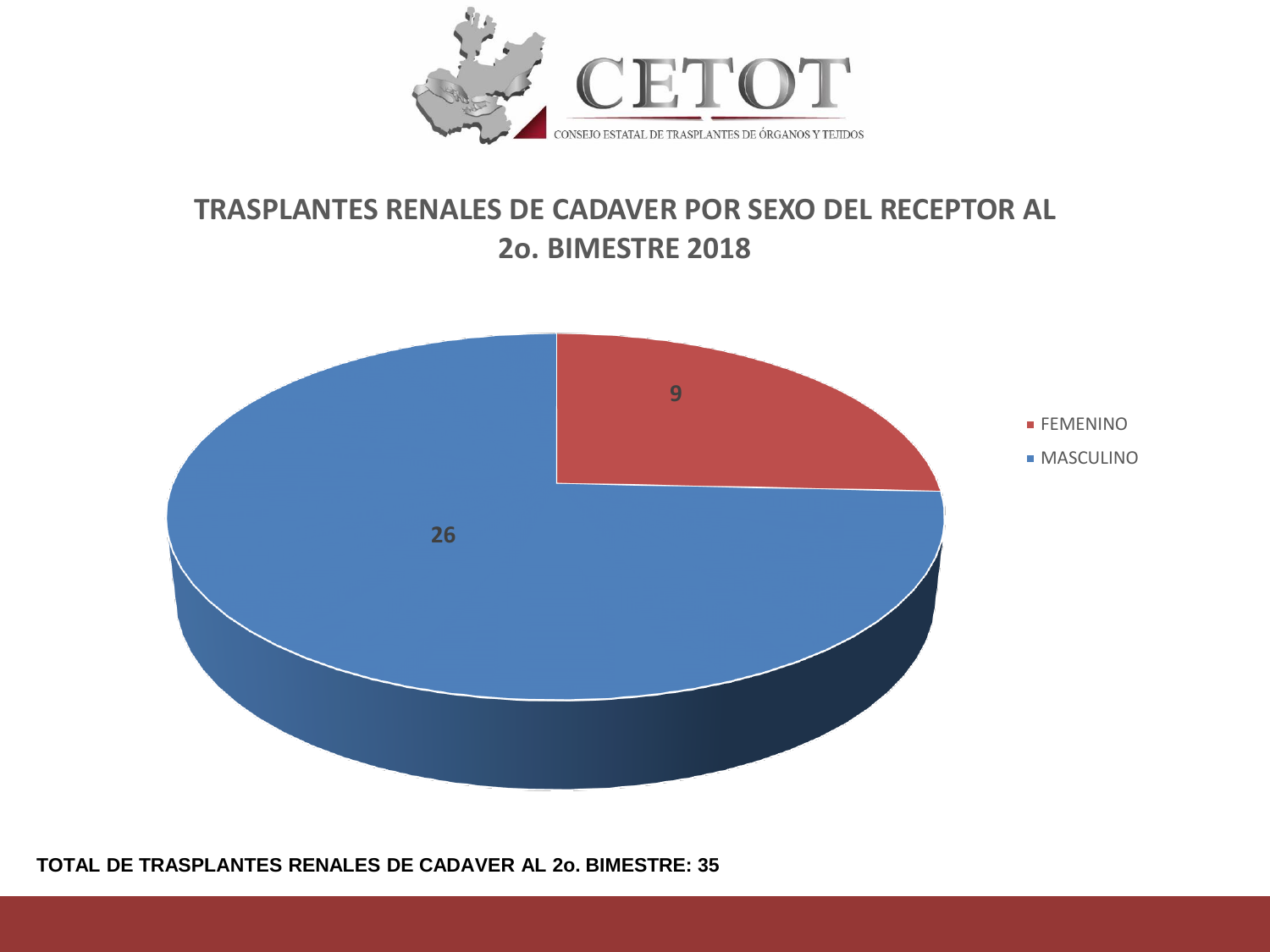CETOT

CONSEJO ESTATAL DE TRASPLANTES DE ÓRGANOS Y TEJIDOS

## TRASPLANTES RENALES DE CADAVER POR SEXO DEL RECEPTOR AL 2o. BIMESTRE 2018

| Sexo | Trasplantes |
|---|---|
| FEMENINO | 9 |
| MASCULINO | 26 |

**TOTAL DE TRASPLANTES RENALES DE CADAVER AL 2o. BIMESTRE: 35**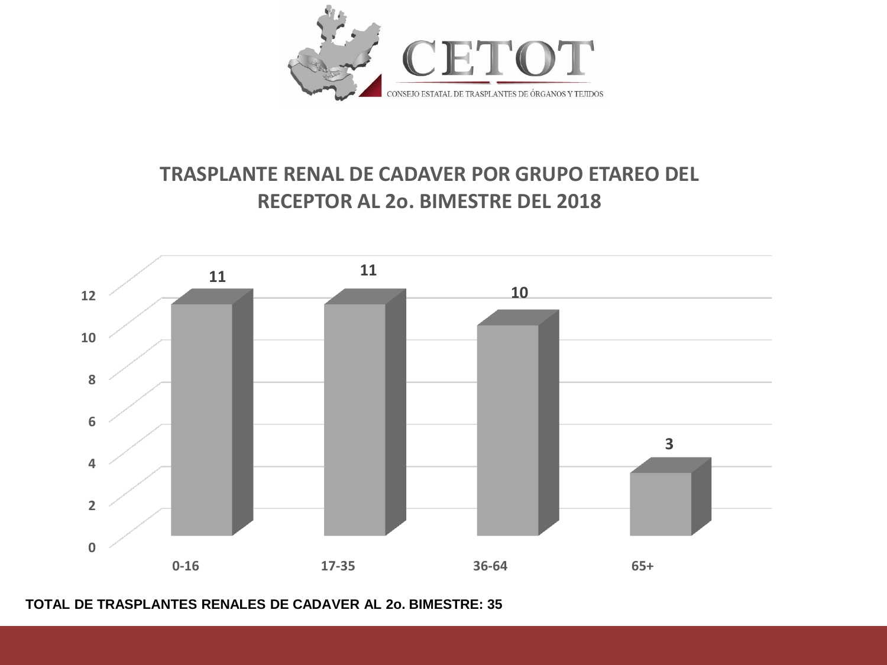CETOT

CONSEJO ESTATAL DE TRASPLANTES DE ÓRGANOS Y TEJIDOS

## TRASPLANTE RENAL DE CADAVER POR GRUPO ETAREO DEL RECEPTOR AL 2o. BIMESTRE DEL 2018

| Grupo etareo | Trasplantes |
| --- | --- |
| 0-16 | 11 |
| 17-35 | 11 |
| 36-64 | 10 |
| 65+ | 3 |

**TOTAL DE TRASPLANTES RENALES DE CADAVER AL 2o. BIMESTRE: 35**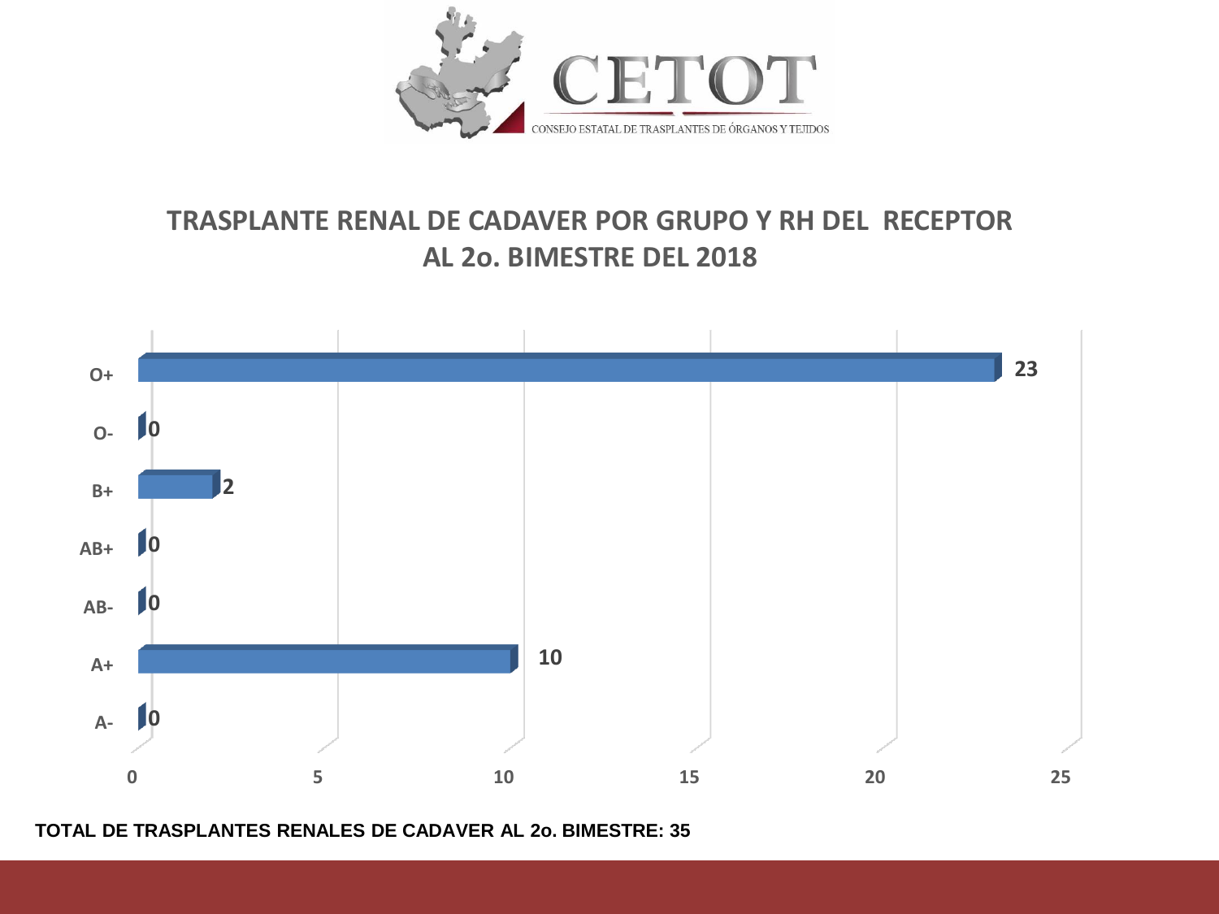CETOT

CONSEJO ESTATAL DE TRASPLANTES DE ÓRGANOS Y TEJIDOS

## TRASPLANTE RENAL DE CADAVER POR GRUPO Y RH DEL RECEPTOR AL 2o. BIMESTRE DEL 2018

| Grupo y RH | Trasplantes |
|---|---|
| O+ | 23 |
| O- | 0 |
| B+ | 2 |
| AB+ | 0 |
| AB- | 0 |
| A+ | 10 |
| A- | 0 |

**TOTAL DE TRASPLANTES RENALES DE CADAVER AL 2o. BIMESTRE: 35**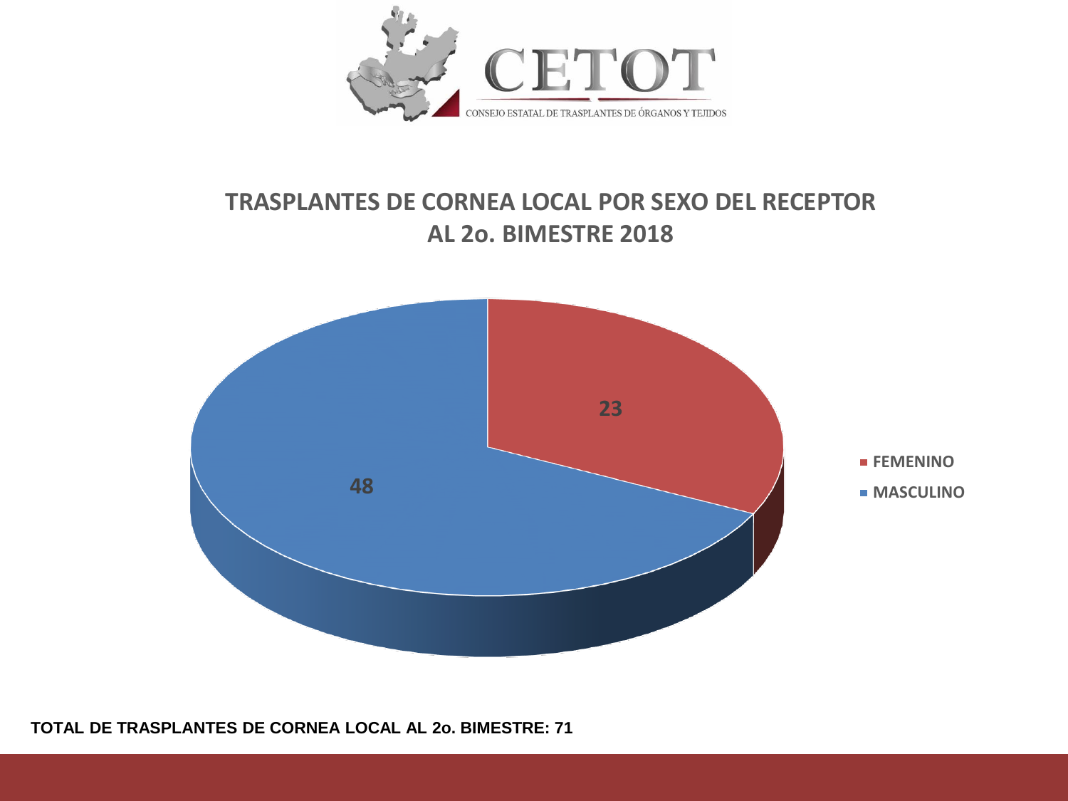CETOT

CONSEJO ESTATAL DE TRASPLANTES DE ÓRGANOS Y TEJIDOS

## TRASPLANTES DE CORNEA LOCAL POR SEXO DEL RECEPTOR AL 2o. BIMESTRE 2018

| Sexo | Trasplantes |
|---|---|
| FEMENINO | 23 |
| MASCULINO | 48 |

**TOTAL DE TRASPLANTES DE CORNEA LOCAL AL 2o. BIMESTRE: 71**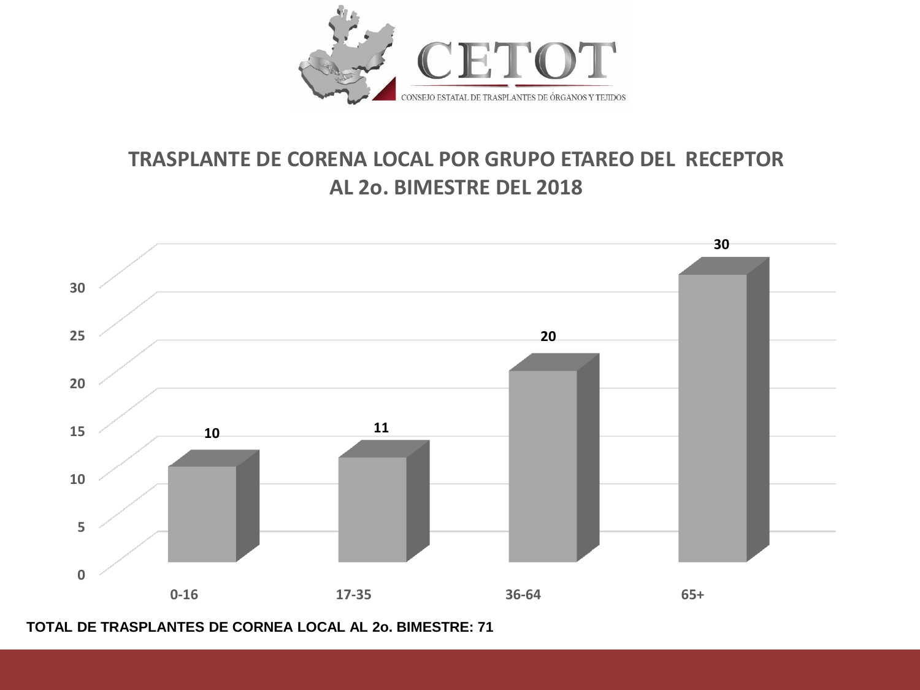CETOT

CONSEJO ESTATAL DE TRASPLANTES DE ÓRGANOS Y TEJIDOS

## TRASPLANTE DE CORENA LOCAL POR GRUPO ETAREO DEL RECEPTOR AL 2o. BIMESTRE DEL 2018

| Grupo etareo | Trasplantes |
|---|---|
| 0-16 | 10 |
| 17-35 | 11 |
| 36-64 | 20 |
| 65+ | 30 |

**TOTAL DE TRASPLANTES DE CORNEA LOCAL AL 2o. BIMESTRE: 71**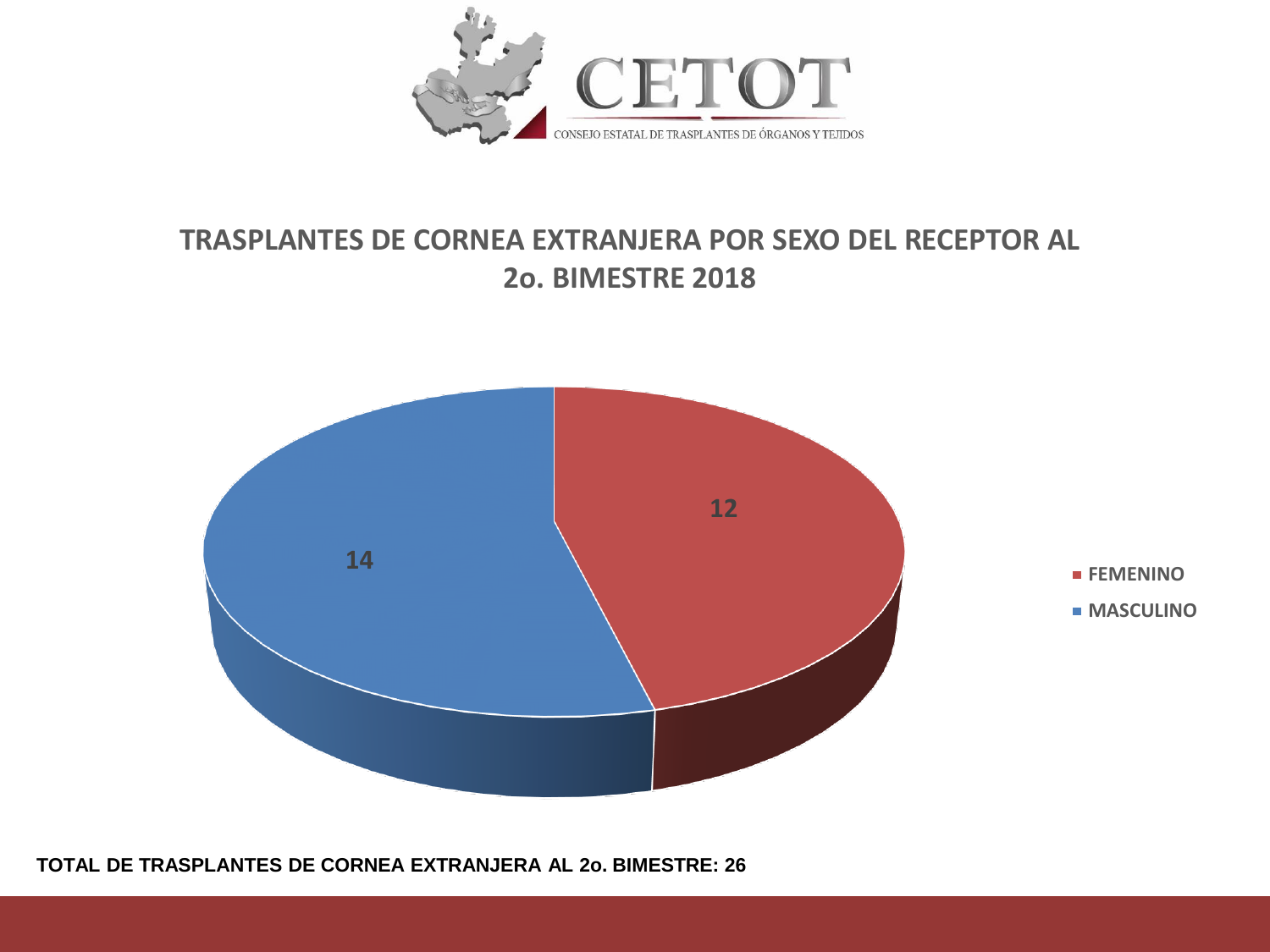CETOT

CONSEJO ESTATAL DE TRASPLANTES DE ÓRGANOS Y TEJIDOS

## TRASPLANTES DE CORNEA EXTRANJERA POR SEXO DEL RECEPTOR AL 2o. BIMESTRE 2018

| Sexo | Trasplantes |
|---|---|
| FEMENINO | 12 |
| MASCULINO | 14 |

**TOTAL DE TRASPLANTES DE CORNEA EXTRANJERA AL 2o. BIMESTRE: 26**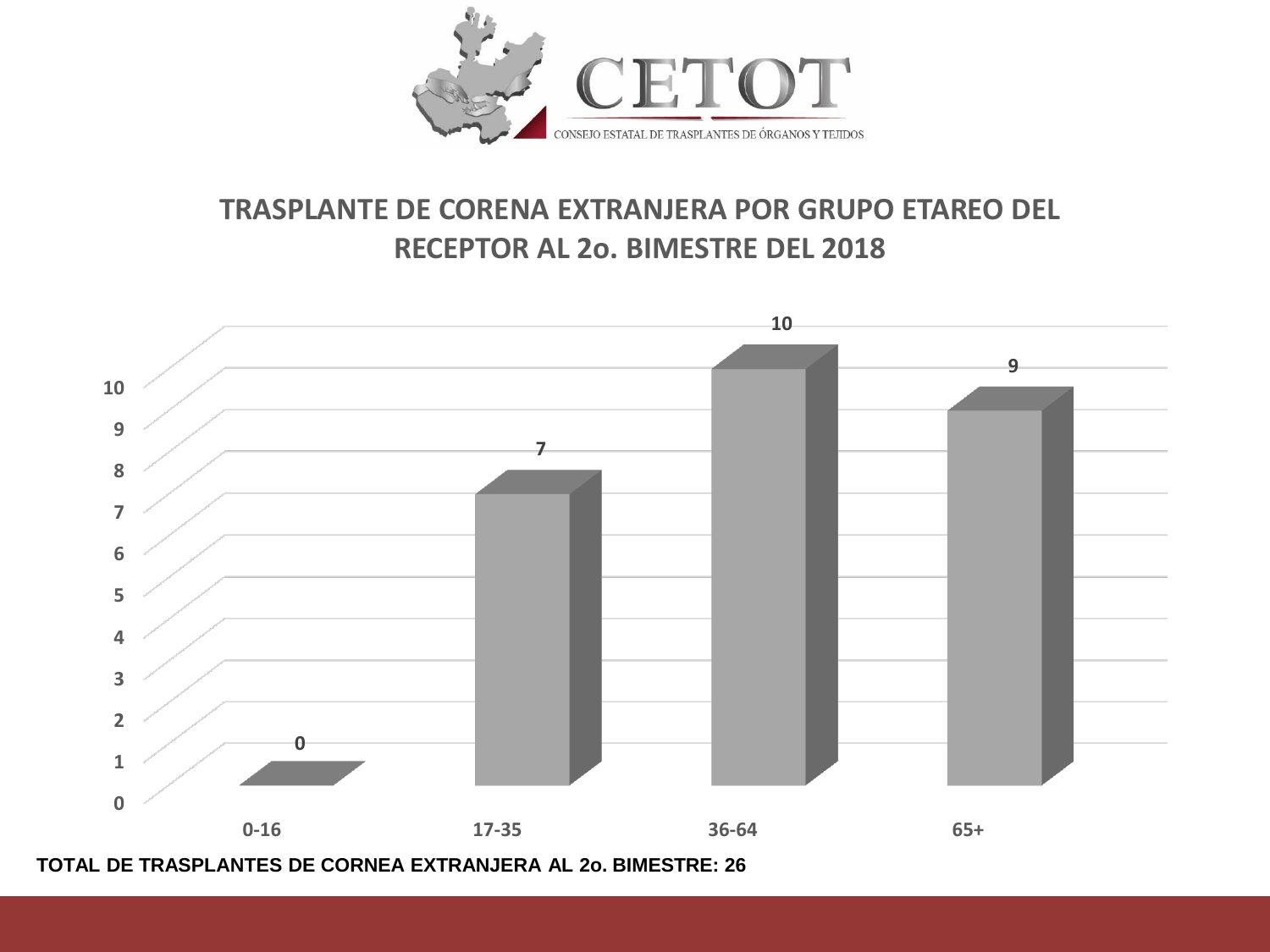CETOT

CONSEJO ESTATAL DE TRASPLANTES DE ÓRGANOS Y TEJIDOS

## TRASPLANTE DE CORENA EXTRANJERA POR GRUPO ETAREO DEL RECEPTOR AL 2o. BIMESTRE DEL 2018

| Grupo etareo | Trasplantes |
|---|---|
| 0-16 | 0 |
| 17-35 | 7 |
| 36-64 | 10 |
| 65+ | 9 |

**TOTAL DE TRASPLANTES DE CORNEA EXTRANJERA AL 2o. BIMESTRE: 26**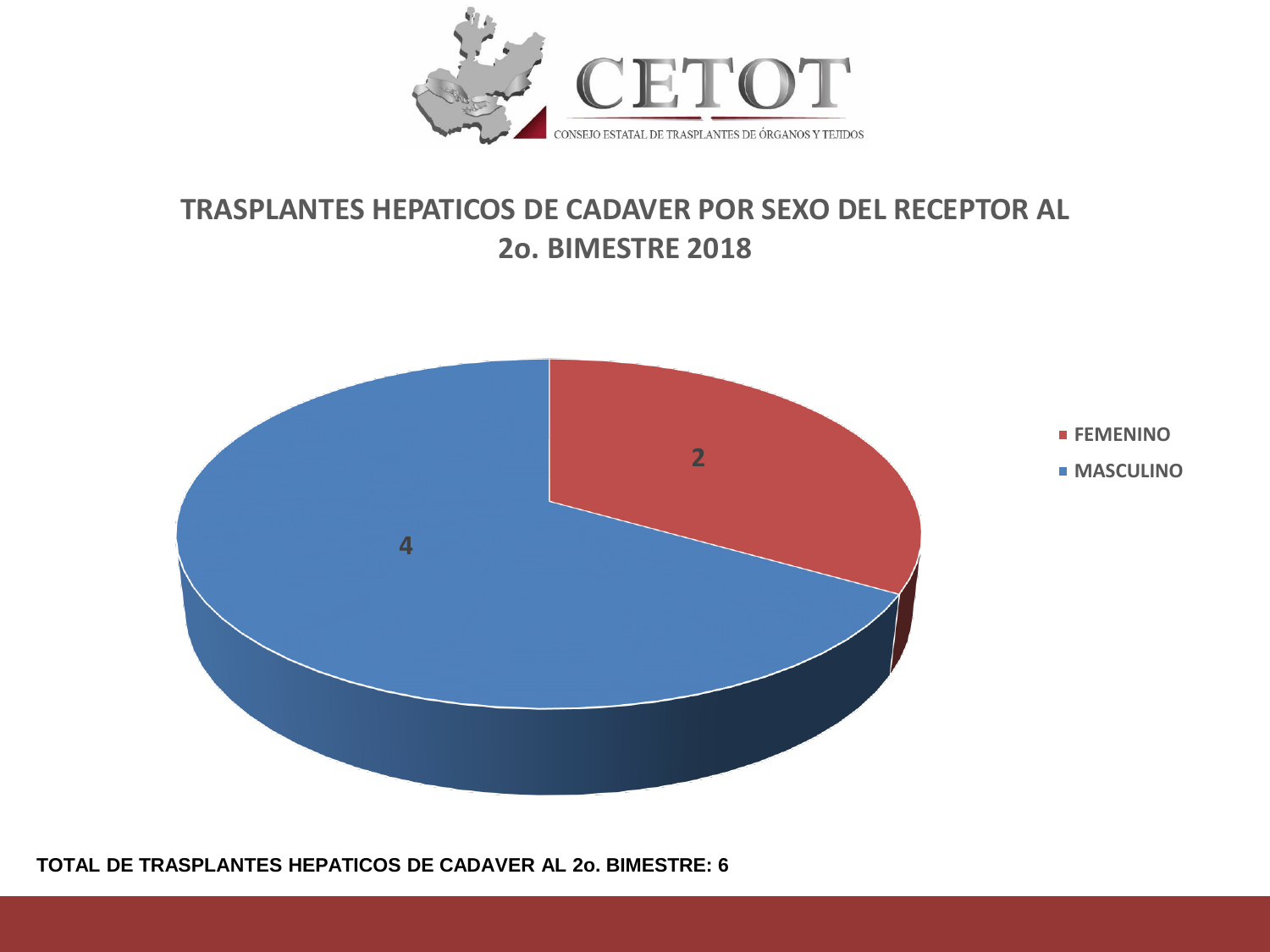CETOT

CONSEJO ESTATAL DE TRASPLANTES DE ÓRGANOS Y TEJIDOS

## TRASPLANTES HEPATICOS DE CADAVER POR SEXO DEL RECEPTOR AL 2o. BIMESTRE 2018

| Sexo | Trasplantes |
|---|---|
| FEMENINO | 2 |
| MASCULINO | 4 |

**TOTAL DE TRASPLANTES HEPATICOS DE CADAVER AL 2o. BIMESTRE: 6**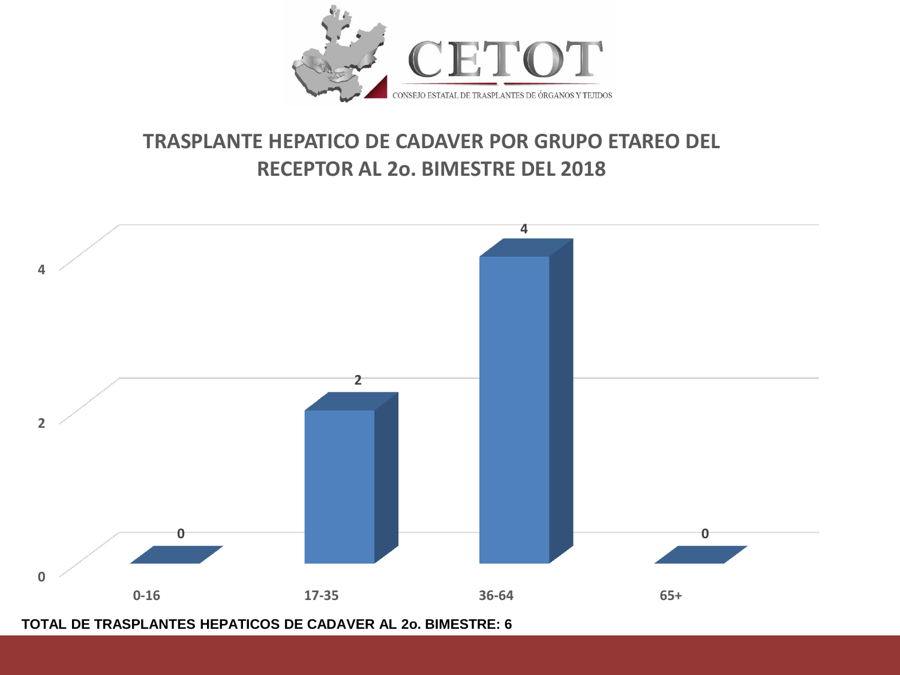CETOT

CONSEJO ESTATAL DE TRASPLANTES DE ÓRGANOS Y TEJIDOS

## TRASPLANTE HEPATICO DE CADAVER POR GRUPO ETAREO DEL RECEPTOR AL 2o. BIMESTRE DEL 2018

| Grupo etareo | Trasplantes |
|---|---|
| 0-16 | 0 |
| 17-35 | 2 |
| 36-64 | 4 |
| 65+ | 0 |

**TOTAL DE TRASPLANTES HEPATICOS DE CADAVER AL 2o. BIMESTRE: 6**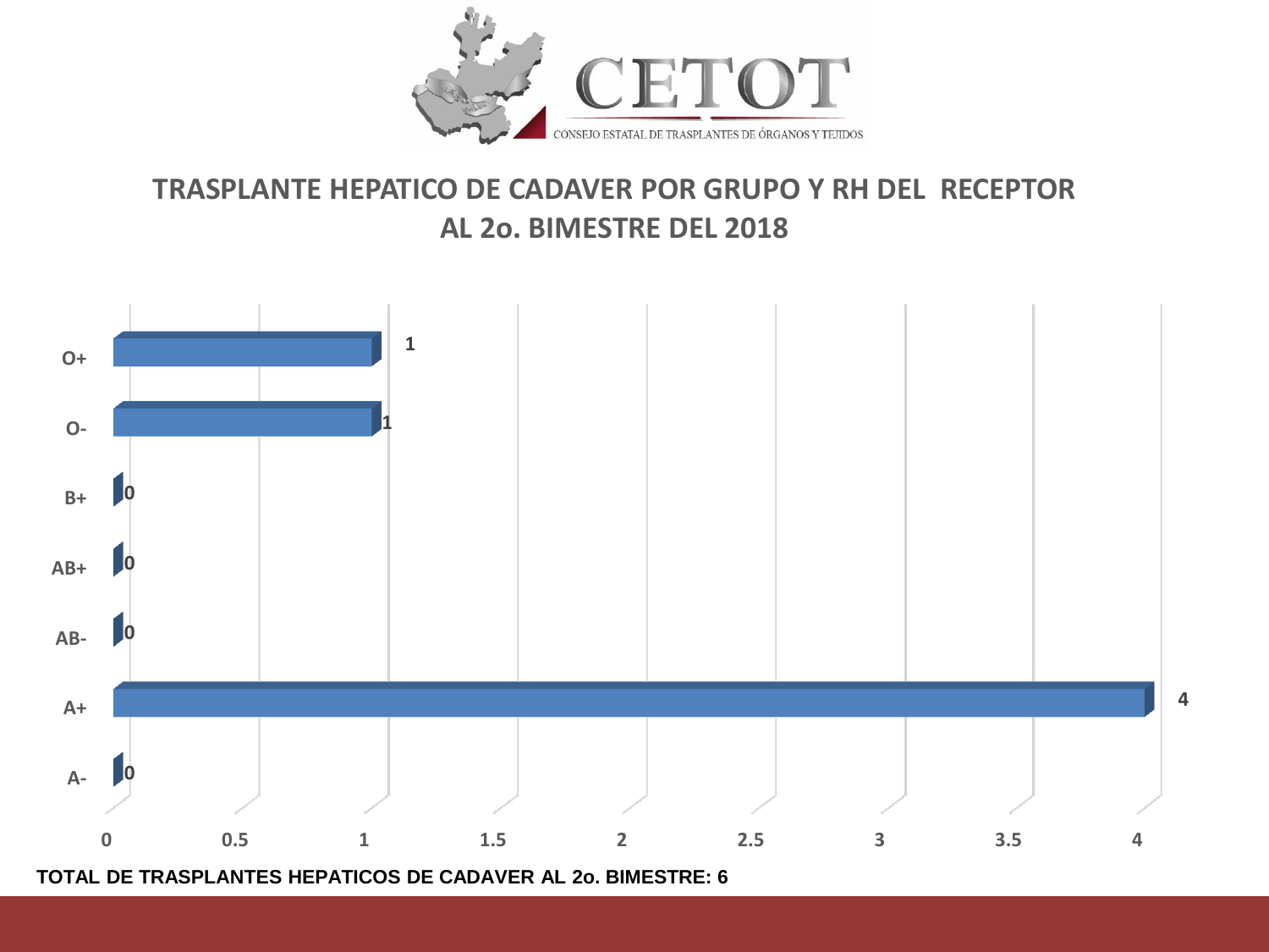CETOT

CONSEJO ESTATAL DE TRASPLANTES DE ÓRGANOS Y TEJIDOS

## TRASPLANTE HEPATICO DE CADAVER POR GRUPO Y RH DEL RECEPTOR AL 2o. BIMESTRE DEL 2018

O+ 1

O- 1

B+ 0

AB+ 0

AB- 0

A+ 4

A- 0

0 0.5 1 1.5 2 2.5 3 3.5 4

**TOTAL DE TRASPLANTES HEPATICOS DE CADAVER AL 2o. BIMESTRE: 6**